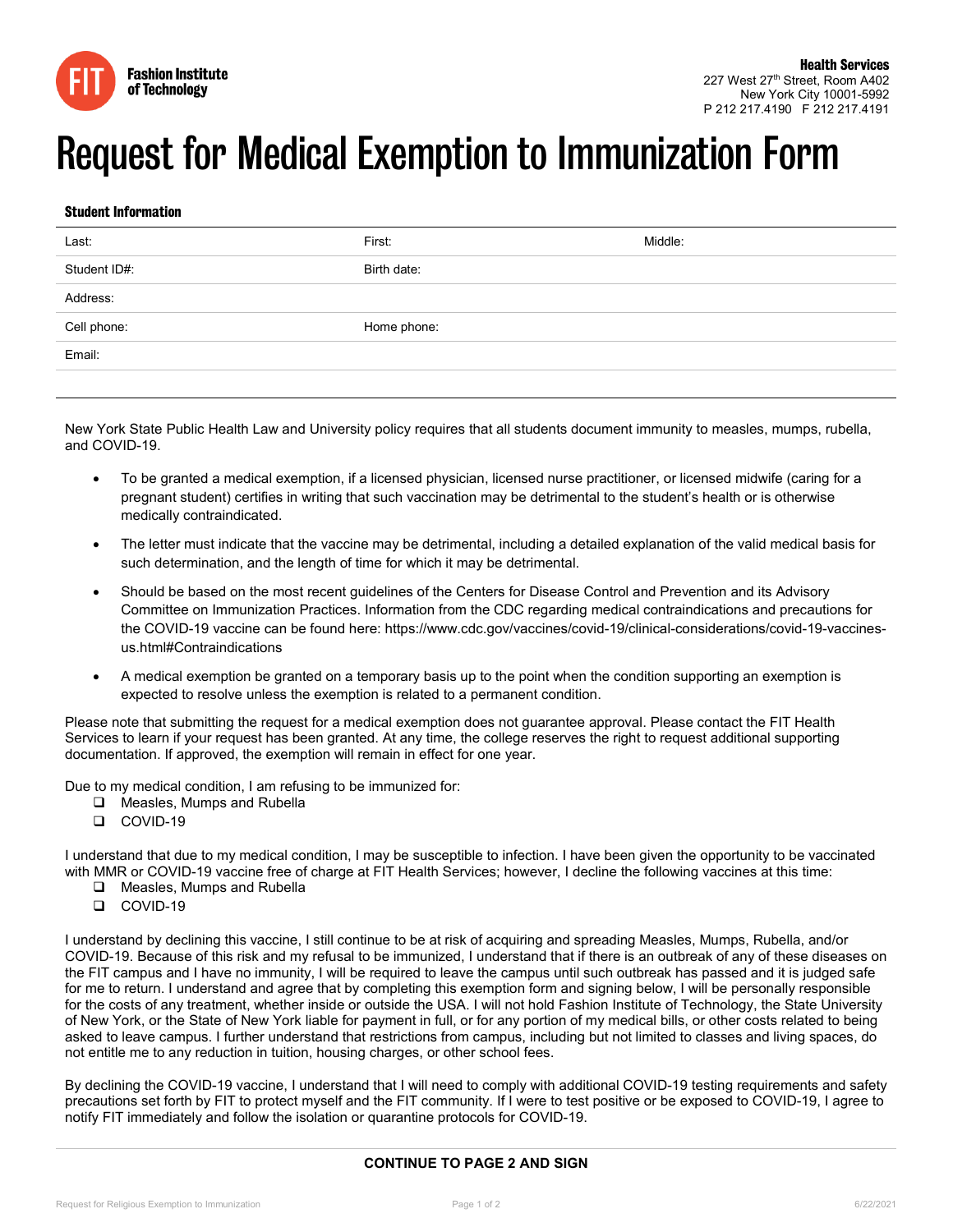**Fashion Institute of Technology**

**Health Services**
227 West 27th Street, Room A402
New York City 10001-5992
P 212 217.4190   F 212 217.4191

# Request for Medical Exemption to Immunization Form

### Student Information

| Last: | First: | Middle: |
|---|---|---|
| Student ID#: | Birth date: | |
| Address: | | |
| Cell phone: | Home phone: | |
| Email: | | |

New York State Public Health Law and University policy requires that all students document immunity to measles, mumps, rubella, and COVID-19.

- To be granted a medical exemption, if a licensed physician, licensed nurse practitioner, or licensed midwife (caring for a pregnant student) certifies in writing that such vaccination may be detrimental to the student's health or is otherwise medically contraindicated.
- The letter must indicate that the vaccine may be detrimental, including a detailed explanation of the valid medical basis for such determination, and the length of time for which it may be detrimental.
- Should be based on the most recent guidelines of the Centers for Disease Control and Prevention and its Advisory Committee on Immunization Practices. Information from the CDC regarding medical contraindications and precautions for the COVID-19 vaccine can be found here: https://www.cdc.gov/vaccines/covid-19/clinical-considerations/covid-19-vaccines-us.html#Contraindications
- A medical exemption be granted on a temporary basis up to the point when the condition supporting an exemption is expected to resolve unless the exemption is related to a permanent condition.

Please note that submitting the request for a medical exemption does not guarantee approval. Please contact the FIT Health Services to learn if your request has been granted. At any time, the college reserves the right to request additional supporting documentation. If approved, the exemption will remain in effect for one year.

Due to my medical condition, I am refusing to be immunized for:

- ❑ Measles, Mumps and Rubella
- ❑ COVID-19

I understand that due to my medical condition, I may be susceptible to infection. I have been given the opportunity to be vaccinated with MMR or COVID-19 vaccine free of charge at FIT Health Services; however, I decline the following vaccines at this time:

- ❑ Measles, Mumps and Rubella
- ❑ COVID-19

I understand by declining this vaccine, I still continue to be at risk of acquiring and spreading Measles, Mumps, Rubella, and/or COVID-19. Because of this risk and my refusal to be immunized, I understand that if there is an outbreak of any of these diseases on the FIT campus and I have no immunity, I will be required to leave the campus until such outbreak has passed and it is judged safe for me to return. I understand and agree that by completing this exemption form and signing below, I will be personally responsible for the costs of any treatment, whether inside or outside the USA. I will not hold Fashion Institute of Technology, the State University of New York, or the State of New York liable for payment in full, or for any portion of my medical bills, or other costs related to being asked to leave campus. I further understand that restrictions from campus, including but not limited to classes and living spaces, do not entitle me to any reduction in tuition, housing charges, or other school fees.

By declining the COVID-19 vaccine, I understand that I will need to comply with additional COVID-19 testing requirements and safety precautions set forth by FIT to protect myself and the FIT community. If I were to test positive or be exposed to COVID-19, I agree to notify FIT immediately and follow the isolation or quarantine protocols for COVID-19.

**CONTINUE TO PAGE 2 AND SIGN**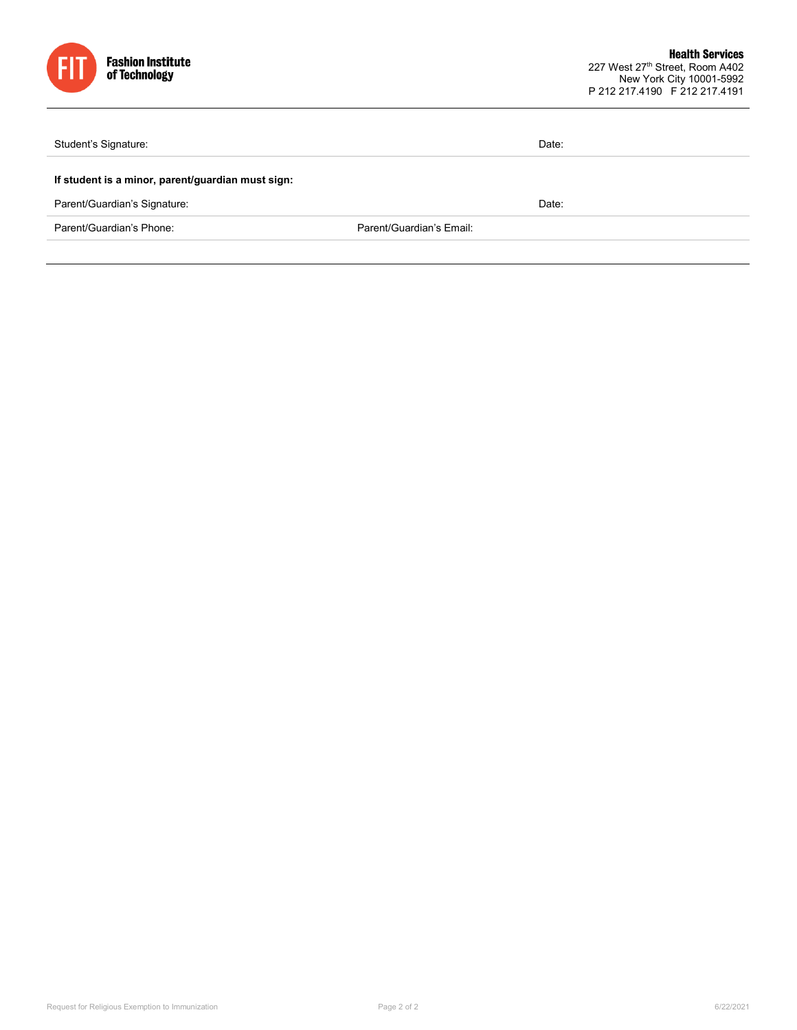**Fashion Institute of Technology**

**Health Services**
227 West 27th Street, Room A402
New York City 10001-5992
P 212 217.4190 F 212 217.4191

| | |
|---|---|
| Student's Signature: | Date: |

**If student is a minor, parent/guardian must sign:**

| | |
|---|---|
| Parent/Guardian's Signature: | Date: |
| Parent/Guardian's Phone: | Parent/Guardian's Email: |